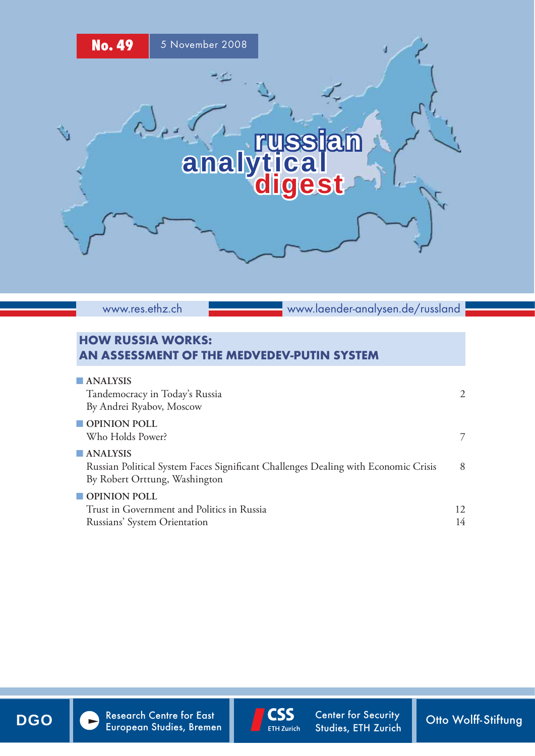No. 49 — 5 November 2008

# russian analytical digest

www.res.ethz.ch — www.laender-analysen.de/russland

## HOW RUSSIA WORKS: AN ASSESSMENT OF THE MEDVEDEV-PUTIN SYSTEM

| | |
|---|---|
| **ANALYSIS** | |
| Tandemocracy in Today's Russia<br>By Andrei Ryabov, Moscow | 2 |
| **OPINION POLL** | |
| Who Holds Power? | 7 |
| **ANALYSIS** | |
| Russian Political System Faces Significant Challenges Dealing with Economic Crisis<br>By Robert Orttung, Washington | 8 |
| **OPINION POLL** | |
| Trust in Government and Politics in Russia | 12 |
| Russians' System Orientation | 14 |

DGO — Research Centre for East European Studies, Bremen — CSS ETH Zurich, Center for Security Studies, ETH Zurich — Otto Wolff-Stiftung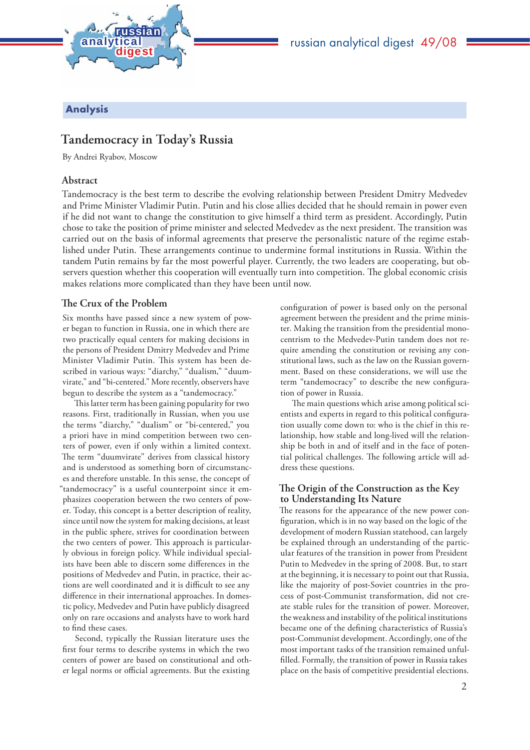## Analysis

# Tandemocracy in Today's Russia

By Andrei Ryabov, Moscow

### Abstract

Tandemocracy is the best term to describe the evolving relationship between President Dmitry Medvedev and Prime Minister Vladimir Putin. Putin and his close allies decided that he should remain in power even if he did not want to change the constitution to give himself a third term as president. Accordingly, Putin chose to take the position of prime minister and selected Medvedev as the next president. The transition was carried out on the basis of informal agreements that preserve the personalistic nature of the regime established under Putin. These arrangements continue to undermine formal institutions in Russia. Within the tandem Putin remains by far the most powerful player. Currently, the two leaders are cooperating, but observers question whether this cooperation will eventually turn into competition. The global economic crisis makes relations more complicated than they have been until now.

### The Crux of the Problem

Six months have passed since a new system of power began to function in Russia, one in which there are two practically equal centers for making decisions in the persons of President Dmitry Medvedev and Prime Minister Vladimir Putin. This system has been described in various ways: "diarchy," "dualism," "duumvirate," and "bi-centered." More recently, observers have begun to describe the system as a "tandemocracy."

This latter term has been gaining popularity for two reasons. First, traditionally in Russian, when you use the terms "diarchy," "dualism" or "bi-centered," you a priori have in mind competition between two centers of power, even if only within a limited context. The term "duumvirate" derives from classical history and is understood as something born of circumstances and therefore unstable. In this sense, the concept of "tandemocracy" is a useful counterpoint since it emphasizes cooperation between the two centers of power. Today, this concept is a better description of reality, since until now the system for making decisions, at least in the public sphere, strives for coordination between the two centers of power. This approach is particularly obvious in foreign policy. While individual specialists have been able to discern some differences in the positions of Medvedev and Putin, in practice, their actions are well coordinated and it is difficult to see any difference in their international approaches. In domestic policy, Medvedev and Putin have publicly disagreed only on rare occasions and analysts have to work hard to find these cases.

Second, typically the Russian literature uses the first four terms to describe systems in which the two centers of power are based on constitutional and other legal norms or official agreements. But the existing configuration of power is based only on the personal agreement between the president and the prime minister. Making the transition from the presidential monocentrism to the Medvedev-Putin tandem does not require amending the constitution or revising any constitutional laws, such as the law on the Russian government. Based on these considerations, we will use the term "tandemocracy" to describe the new configuration of power in Russia.

The main questions which arise among political scientists and experts in regard to this political configuration usually come down to: who is the chief in this relationship, how stable and long-lived will the relationship be both in and of itself and in the face of potential political challenges. The following article will address these questions.

### The Origin of the Construction as the Key to Understanding Its Nature

The reasons for the appearance of the new power configuration, which is in no way based on the logic of the development of modern Russian statehood, can largely be explained through an understanding of the particular features of the transition in power from President Putin to Medvedev in the spring of 2008. But, to start at the beginning, it is necessary to point out that Russia, like the majority of post-Soviet countries in the process of post-Communist transformation, did not create stable rules for the transition of power. Moreover, the weakness and instability of the political institutions became one of the defining characteristics of Russia's post-Communist development. Accordingly, one of the most important tasks of the transition remained unfulfilled. Formally, the transition of power in Russia takes place on the basis of competitive presidential elections.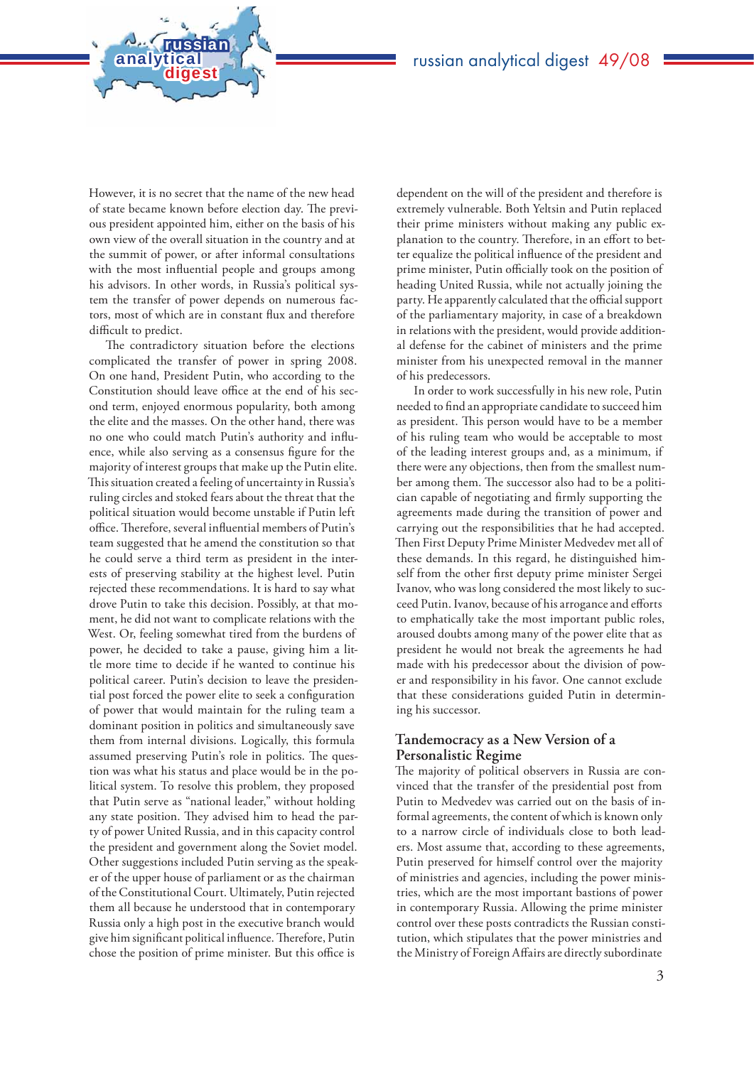However, it is no secret that the name of the new head of state became known before election day. The previous president appointed him, either on the basis of his own view of the overall situation in the country and at the summit of power, or after informal consultations with the most influential people and groups among his advisors. In other words, in Russia's political system the transfer of power depends on numerous factors, most of which are in constant flux and therefore difficult to predict.

The contradictory situation before the elections complicated the transfer of power in spring 2008. On one hand, President Putin, who according to the Constitution should leave office at the end of his second term, enjoyed enormous popularity, both among the elite and the masses. On the other hand, there was no one who could match Putin's authority and influence, while also serving as a consensus figure for the majority of interest groups that make up the Putin elite. This situation created a feeling of uncertainty in Russia's ruling circles and stoked fears about the threat that the political situation would become unstable if Putin left office. Therefore, several influential members of Putin's team suggested that he amend the constitution so that he could serve a third term as president in the interests of preserving stability at the highest level. Putin rejected these recommendations. It is hard to say what drove Putin to take this decision. Possibly, at that moment, he did not want to complicate relations with the West. Or, feeling somewhat tired from the burdens of power, he decided to take a pause, giving him a little more time to decide if he wanted to continue his political career. Putin's decision to leave the presidential post forced the power elite to seek a configuration of power that would maintain for the ruling team a dominant position in politics and simultaneously save them from internal divisions. Logically, this formula assumed preserving Putin's role in politics. The question was what his status and place would be in the political system. To resolve this problem, they proposed that Putin serve as "national leader," without holding any state position. They advised him to head the party of power United Russia, and in this capacity control the president and government along the Soviet model. Other suggestions included Putin serving as the speaker of the upper house of parliament or as the chairman of the Constitutional Court. Ultimately, Putin rejected them all because he understood that in contemporary Russia only a high post in the executive branch would give him significant political influence. Therefore, Putin chose the position of prime minister. But this office is dependent on the will of the president and therefore is extremely vulnerable. Both Yeltsin and Putin replaced their prime ministers without making any public explanation to the country. Therefore, in an effort to better equalize the political influence of the president and prime minister, Putin officially took on the position of heading United Russia, while not actually joining the party. He apparently calculated that the official support of the parliamentary majority, in case of a breakdown in relations with the president, would provide additional defense for the cabinet of ministers and the prime minister from his unexpected removal in the manner of his predecessors.

In order to work successfully in his new role, Putin needed to find an appropriate candidate to succeed him as president. This person would have to be a member of his ruling team who would be acceptable to most of the leading interest groups and, as a minimum, if there were any objections, then from the smallest number among them. The successor also had to be a politician capable of negotiating and firmly supporting the agreements made during the transition of power and carrying out the responsibilities that he had accepted. Then First Deputy Prime Minister Medvedev met all of these demands. In this regard, he distinguished himself from the other first deputy prime minister Sergei Ivanov, who was long considered the most likely to succeed Putin. Ivanov, because of his arrogance and efforts to emphatically take the most important public roles, aroused doubts among many of the power elite that as president he would not break the agreements he had made with his predecessor about the division of power and responsibility in his favor. One cannot exclude that these considerations guided Putin in determining his successor.

## Tandemocracy as a New Version of a Personalistic Regime

The majority of political observers in Russia are convinced that the transfer of the presidential post from Putin to Medvedev was carried out on the basis of informal agreements, the content of which is known only to a narrow circle of individuals close to both leaders. Most assume that, according to these agreements, Putin preserved for himself control over the majority of ministries and agencies, including the power ministries, which are the most important bastions of power in contemporary Russia. Allowing the prime minister control over these posts contradicts the Russian constitution, which stipulates that the power ministries and the Ministry of Foreign Affairs are directly subordinate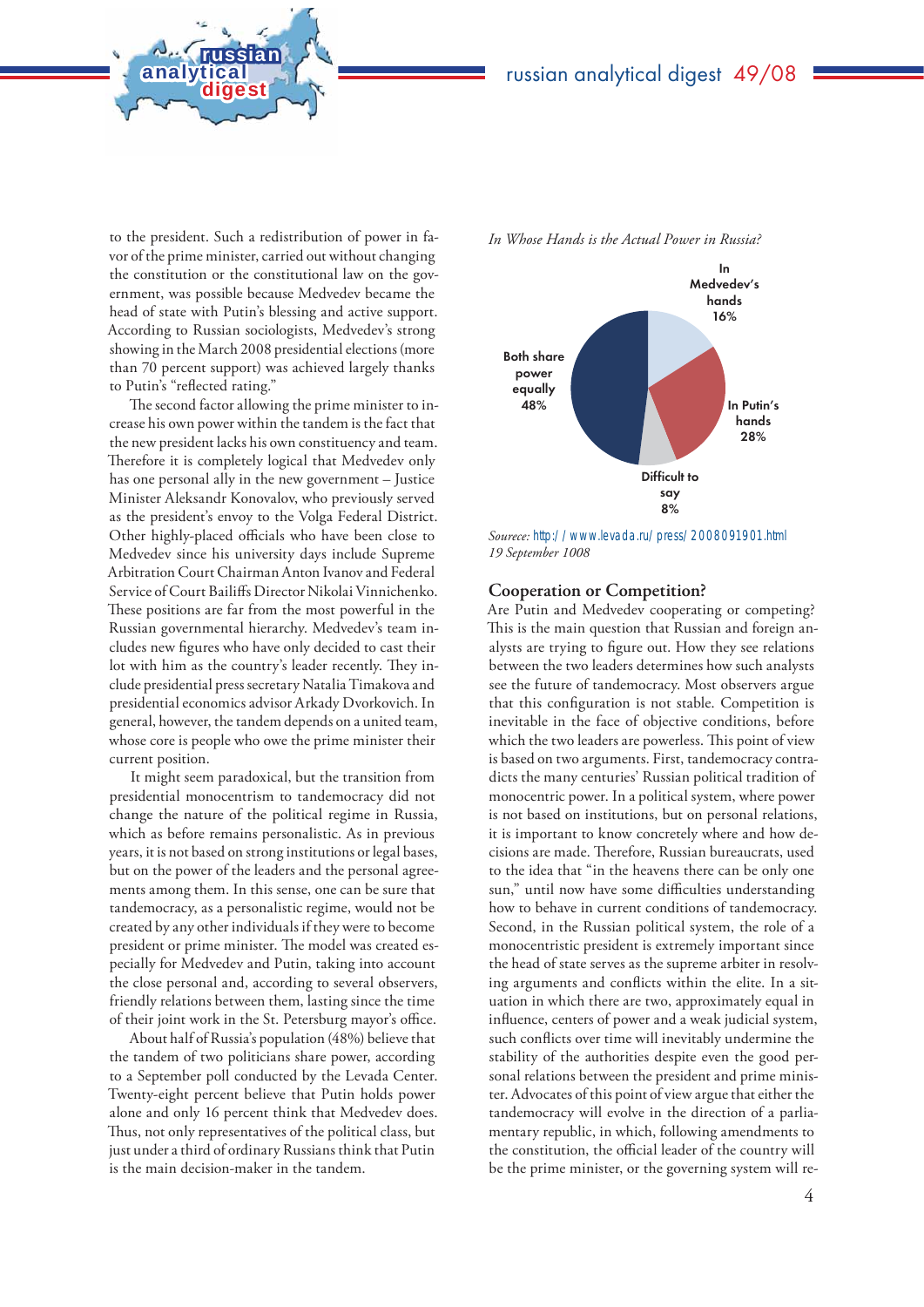to the president. Such a redistribution of power in favor of the prime minister, carried out without changing the constitution or the constitutional law on the government, was possible because Medvedev became the head of state with Putin's blessing and active support. According to Russian sociologists, Medvedev's strong showing in the March 2008 presidential elections (more than 70 percent support) was achieved largely thanks to Putin's "reflected rating."

The second factor allowing the prime minister to increase his own power within the tandem is the fact that the new president lacks his own constituency and team. Therefore it is completely logical that Medvedev only has one personal ally in the new government – Justice Minister Aleksandr Konovalov, who previously served as the president's envoy to the Volga Federal District. Other highly-placed officials who have been close to Medvedev since his university days include Supreme Arbitration Court Chairman Anton Ivanov and Federal Service of Court Bailiffs Director Nikolai Vinnichenko. These positions are far from the most powerful in the Russian governmental hierarchy. Medvedev's team includes new figures who have only decided to cast their lot with him as the country's leader recently. They include presidential press secretary Natalia Timakova and presidential economics advisor Arkady Dvorkovich. In general, however, the tandem depends on a united team, whose core is people who owe the prime minister their current position.

It might seem paradoxical, but the transition from presidential monocentrism to tandemocracy did not change the nature of the political regime in Russia, which as before remains personalistic. As in previous years, it is not based on strong institutions or legal bases, but on the power of the leaders and the personal agreements among them. In this sense, one can be sure that tandemocracy, as a personalistic regime, would not be created by any other individuals if they were to become president or prime minister. The model was created especially for Medvedev and Putin, taking into account the close personal and, according to several observers, friendly relations between them, lasting since the time of their joint work in the St. Petersburg mayor's office.

About half of Russia's population (48%) believe that the tandem of two politicians share power, according to a September poll conducted by the Levada Center. Twenty-eight percent believe that Putin holds power alone and only 16 percent think that Medvedev does. Thus, not only representatives of the political class, but just under a third of ordinary Russians think that Putin is the main decision-maker in the tandem.

*In Whose Hands is the Actual Power in Russia?*

| Answer | Percent |
|---|---|
| In Medvedev's hands | 16% |
| In Putin's hands | 28% |
| Difficult to say | 8% |
| Both share power equally | 48% |

*Source:* http://www.levada.ru/press/2008091901.html
*19 September 1008*

## Cooperation or Competition?

Are Putin and Medvedev cooperating or competing? This is the main question that Russian and foreign analysts are trying to figure out. How they see relations between the two leaders determines how such analysts see the future of tandemocracy. Most observers argue that this configuration is not stable. Competition is inevitable in the face of objective conditions, before which the two leaders are powerless. This point of view is based on two arguments. First, tandemocracy contradicts the many centuries' Russian political tradition of monocentric power. In a political system, where power is not based on institutions, but on personal relations, it is important to know concretely where and how decisions are made. Therefore, Russian bureaucrats, used to the idea that "in the heavens there can be only one sun," until now have some difficulties understanding how to behave in current conditions of tandemocracy. Second, in the Russian political system, the role of a monocentristic president is extremely important since the head of state serves as the supreme arbiter in resolving arguments and conflicts within the elite. In a situation in which there are two, approximately equal in influence, centers of power and a weak judicial system, such conflicts over time will inevitably undermine the stability of the authorities despite even the good personal relations between the president and prime minister. Advocates of this point of view argue that either the tandemocracy will evolve in the direction of a parliamentary republic, in which, following amendments to the constitution, the official leader of the country will be the prime minister, or the governing system will re-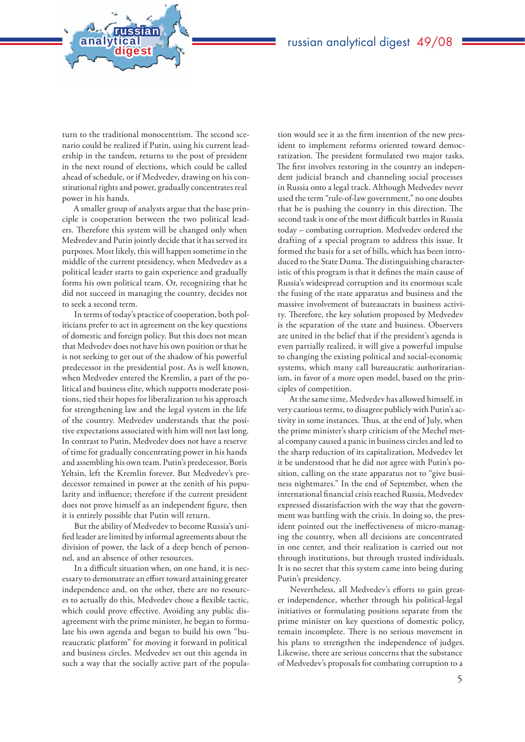turn to the traditional monocentrism. The second scenario could be realized if Putin, using his current leadership in the tandem, returns to the post of president in the next round of elections, which could be called ahead of schedule, or if Medvedev, drawing on his constitutional rights and power, gradually concentrates real power in his hands.

A smaller group of analysts argue that the base principle is cooperation between the two political leaders. Therefore this system will be changed only when Medvedev and Putin jointly decide that it has served its purposes. Most likely, this will happen sometime in the middle of the current presidency, when Medvedev as a political leader starts to gain experience and gradually forms his own political team. Or, recognizing that he did not succeed in managing the country, decides not to seek a second term.

In terms of today's practice of cooperation, both politicians prefer to act in agreement on the key questions of domestic and foreign policy. But this does not mean that Medvedev does not have his own position or that he is not seeking to get out of the shadow of his powerful predecessor in the presidential post. As is well known, when Medvedev entered the Kremlin, a part of the political and business elite, which supports moderate positions, tied their hopes for liberalization to his approach for strengthening law and the legal system in the life of the country. Medvedev understands that the positive expectations associated with him will not last long. In contrast to Putin, Medvedev does not have a reserve of time for gradually concentrating power in his hands and assembling his own team. Putin's predecessor, Boris Yeltsin, left the Kremlin forever. But Medvedev's predecessor remained in power at the zenith of his popularity and influence; therefore if the current president does not prove himself as an independent figure, then it is entirely possible that Putin will return.

But the ability of Medvedev to become Russia's unified leader are limited by informal agreements about the division of power, the lack of a deep bench of personnel, and an absence of other resources.

In a difficult situation when, on one hand, it is necessary to demonstrate an effort toward attaining greater independence and, on the other, there are no resources to actually do this, Medvedev chose a flexible tactic, which could prove effective. Avoiding any public disagreement with the prime minister, he began to formulate his own agenda and began to build his own "bureaucratic platform" for moving it forward in political and business circles. Medvedev set out this agenda in such a way that the socially active part of the population would see it as the firm intention of the new president to implement reforms oriented toward democratization. The president formulated two major tasks. The first involves restoring in the country an independent judicial branch and channeling social processes in Russia onto a legal track. Although Medvedev never used the term "rule-of-law government," no one doubts that he is pushing the country in this direction. The second task is one of the most difficult battles in Russia today – combating corruption. Medvedev ordered the drafting of a special program to address this issue. It formed the basis for a set of bills, which has been introduced to the State Duma. The distinguishing characteristic of this program is that it defines the main cause of Russia's widespread corruption and its enormous scale the fusing of the state apparatus and business and the massive involvement of bureaucrats in business activity. Therefore, the key solution proposed by Medvedev is the separation of the state and business. Observers are united in the belief that if the president's agenda is even partially realized, it will give a powerful impulse to changing the existing political and social-economic systems, which many call bureaucratic authoritarianism, in favor of a more open model, based on the principles of competition.

At the same time, Medvedev has allowed himself, in very cautious terms, to disagree publicly with Putin's activity in some instances. Thus, at the end of July, when the prime minister's sharp criticism of the Mechel metal company caused a panic in business circles and led to the sharp reduction of its capitalization, Medvedev let it be understood that he did not agree with Putin's position, calling on the state apparatus not to "give business nightmares." In the end of September, when the international financial crisis reached Russia, Medvedev expressed dissatisfaction with the way that the government was battling with the crisis. In doing so, the president pointed out the ineffectiveness of micro-managing the country, when all decisions are concentrated in one center, and their realization is carried out not through institutions, but through trusted individuals. It is no secret that this system came into being during Putin's presidency.

Nevertheless, all Medvedev's efforts to gain greater independence, whether through his political-legal initiatives or formulating positions separate from the prime minister on key questions of domestic policy, remain incomplete. There is no serious movement in his plans to strengthen the independence of judges. Likewise, there are serious concerns that the substance of Medvedev's proposals for combating corruption to a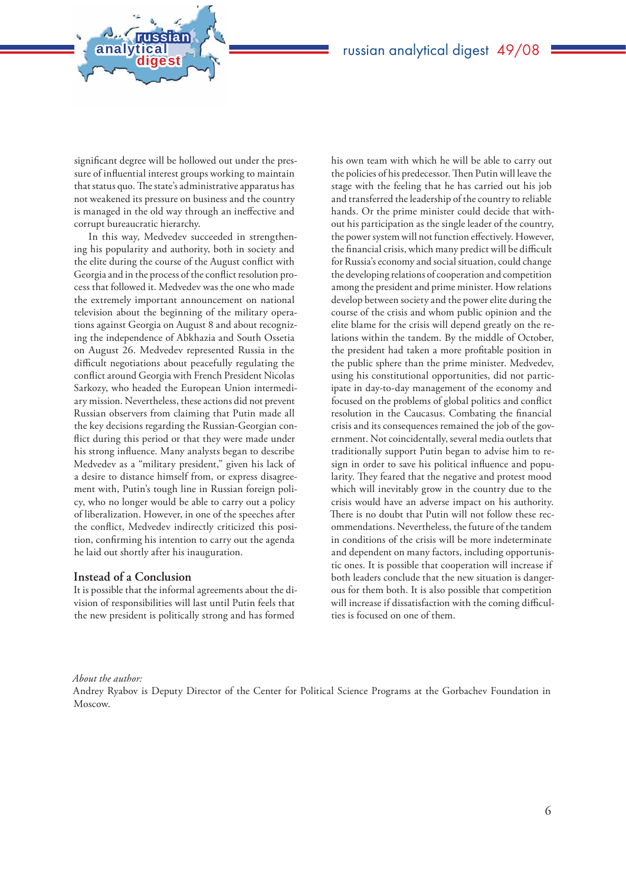significant degree will be hollowed out under the pressure of influential interest groups working to maintain that status quo. The state's administrative apparatus has not weakened its pressure on business and the country is managed in the old way through an ineffective and corrupt bureaucratic hierarchy.

In this way, Medvedev succeeded in strengthening his popularity and authority, both in society and the elite during the course of the August conflict with Georgia and in the process of the conflict resolution process that followed it. Medvedev was the one who made the extremely important announcement on national television about the beginning of the military operations against Georgia on August 8 and about recognizing the independence of Abkhazia and South Ossetia on August 26. Medvedev represented Russia in the difficult negotiations about peacefully regulating the conflict around Georgia with French President Nicolas Sarkozy, who headed the European Union intermediary mission. Nevertheless, these actions did not prevent Russian observers from claiming that Putin made all the key decisions regarding the Russian-Georgian conflict during this period or that they were made under his strong influence. Many analysts began to describe Medvedev as a "military president," given his lack of a desire to distance himself from, or express disagreement with, Putin's tough line in Russian foreign policy, who no longer would be able to carry out a policy of liberalization. However, in one of the speeches after the conflict, Medvedev indirectly criticized this position, confirming his intention to carry out the agenda he laid out shortly after his inauguration.

## Instead of a Conclusion

It is possible that the informal agreements about the division of responsibilities will last until Putin feels that the new president is politically strong and has formed his own team with which he will be able to carry out the policies of his predecessor. Then Putin will leave the stage with the feeling that he has carried out his job and transferred the leadership of the country to reliable hands. Or the prime minister could decide that without his participation as the single leader of the country, the power system will not function effectively. However, the financial crisis, which many predict will be difficult for Russia's economy and social situation, could change the developing relations of cooperation and competition among the president and prime minister. How relations develop between society and the power elite during the course of the crisis and whom public opinion and the elite blame for the crisis will depend greatly on the relations within the tandem. By the middle of October, the president had taken a more profitable position in the public sphere than the prime minister. Medvedev, using his constitutional opportunities, did not participate in day-to-day management of the economy and focused on the problems of global politics and conflict resolution in the Caucasus. Combating the financial crisis and its consequences remained the job of the government. Not coincidentally, several media outlets that traditionally support Putin began to advise him to resign in order to save his political influence and popularity. They feared that the negative and protest mood which will inevitably grow in the country due to the crisis would have an adverse impact on his authority. There is no doubt that Putin will not follow these recommendations. Nevertheless, the future of the tandem in conditions of the crisis will be more indeterminate and dependent on many factors, including opportunistic ones. It is possible that cooperation will increase if both leaders conclude that the new situation is dangerous for them both. It is also possible that competition will increase if dissatisfaction with the coming difficulties is focused on one of them.

*About the author:*

Andrey Ryabov is Deputy Director of the Center for Political Science Programs at the Gorbachev Foundation in Moscow.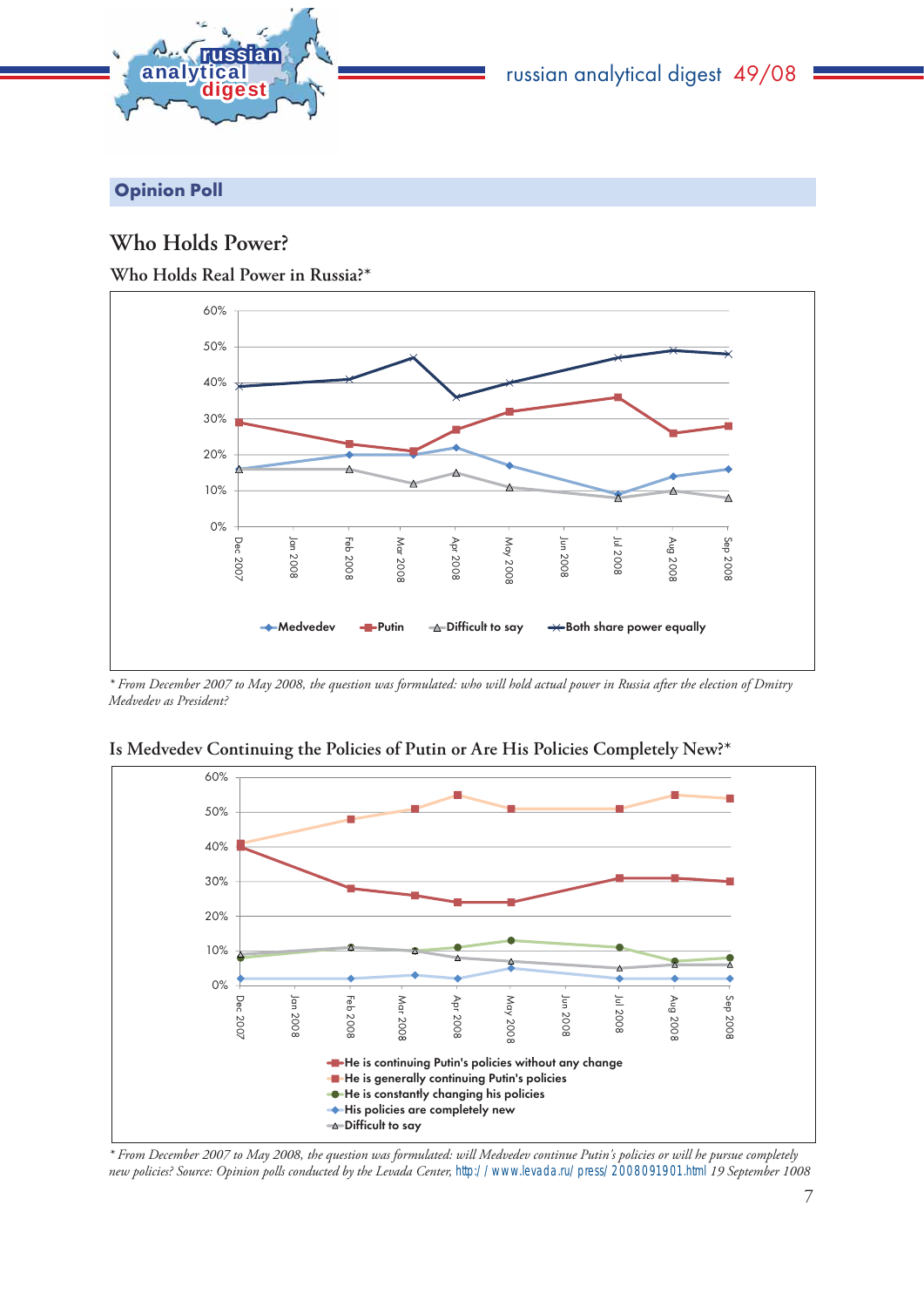## Opinion Poll

# Who Holds Power?

### Who Holds Real Power in Russia?*

60%
50%
40%
30%
20%
10%
0%

Dec 2007 | Jan 2008 | Feb 2008 | Mar 2008 | Apr 2008 | May 2008 | Jun 2008 | Jul 2008 | Aug 2008 | Sep 2008

Medvedev | Putin | Difficult to say | Both share power equally

*\* From December 2007 to May 2008, the question was formulated: who will hold actual power in Russia after the election of Dmitry Medvedev as President?*

### Is Medvedev Continuing the Policies of Putin or Are His Policies Completely New?*

60%
50%
40%
30%
20%
10%
0%

Dec 2007 | Jan 2008 | Feb 2008 | Mar 2008 | Apr 2008 | May 2008 | Jun 2008 | Jul 2008 | Aug 2008 | Sep 2008

- He is continuing Putin's policies without any change
- He is generally continuing Putin's policies
- He is constantly changing his policies
- His policies are completely new
- Difficult to say

*\* From December 2007 to May 2008, the question was formulated: will Medvedev continue Putin's policies or will he pursue completely new policies? Source: Opinion polls conducted by the Levada Center,* http://www.levada.ru/press/2008091901.html *19 September 1008*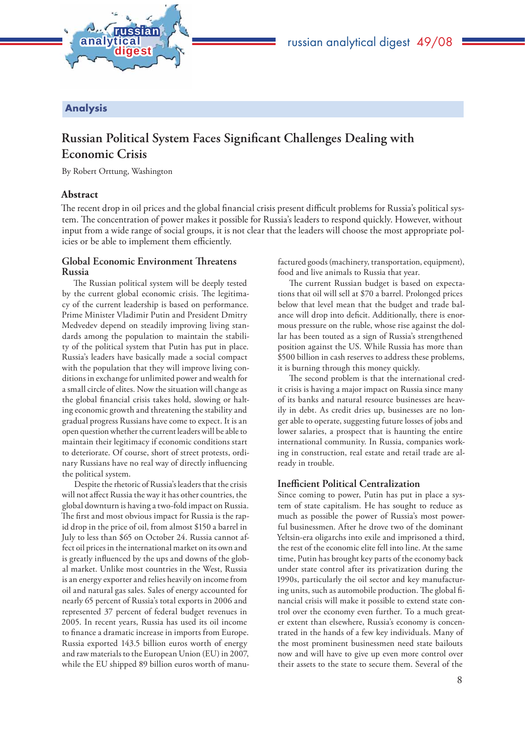## Analysis

# Russian Political System Faces Significant Challenges Dealing with Economic Crisis

By Robert Orttung, Washington

### Abstract

The recent drop in oil prices and the global financial crisis present difficult problems for Russia's political system. The concentration of power makes it possible for Russia's leaders to respond quickly. However, without input from a wide range of social groups, it is not clear that the leaders will choose the most appropriate policies or be able to implement them efficiently.

### Global Economic Environment Threatens Russia

The Russian political system will be deeply tested by the current global economic crisis. The legitimacy of the current leadership is based on performance. Prime Minister Vladimir Putin and President Dmitry Medvedev depend on steadily improving living standards among the population to maintain the stability of the political system that Putin has put in place. Russia's leaders have basically made a social compact with the population that they will improve living conditions in exchange for unlimited power and wealth for a small circle of elites. Now the situation will change as the global financial crisis takes hold, slowing or halting economic growth and threatening the stability and gradual progress Russians have come to expect. It is an open question whether the current leaders will be able to maintain their legitimacy if economic conditions start to deteriorate. Of course, short of street protests, ordinary Russians have no real way of directly influencing the political system.

Despite the rhetoric of Russia's leaders that the crisis will not affect Russia the way it has other countries, the global downturn is having a two-fold impact on Russia. The first and most obvious impact for Russia is the rapid drop in the price of oil, from almost $150 a barrel in July to less than $65 on October 24. Russia cannot affect oil prices in the international market on its own and is greatly influenced by the ups and downs of the global market. Unlike most countries in the West, Russia is an energy exporter and relies heavily on income from oil and natural gas sales. Sales of energy accounted for nearly 65 percent of Russia's total exports in 2006 and represented 37 percent of federal budget revenues in 2005. In recent years, Russia has used its oil income to finance a dramatic increase in imports from Europe. Russia exported 143.5 billion euros worth of energy and raw materials to the European Union (EU) in 2007, while the EU shipped 89 billion euros worth of manufactured goods (machinery, transportation, equipment), food and live animals to Russia that year.

The current Russian budget is based on expectations that oil will sell at $70 a barrel. Prolonged prices below that level mean that the budget and trade balance will drop into deficit. Additionally, there is enormous pressure on the ruble, whose rise against the dollar has been touted as a sign of Russia's strengthened position against the US. While Russia has more than $500 billion in cash reserves to address these problems, it is burning through this money quickly.

The second problem is that the international credit crisis is having a major impact on Russia since many of its banks and natural resource businesses are heavily in debt. As credit dries up, businesses are no longer able to operate, suggesting future losses of jobs and lower salaries, a prospect that is haunting the entire international community. In Russia, companies working in construction, real estate and retail trade are already in trouble.

### Inefficient Political Centralization

Since coming to power, Putin has put in place a system of state capitalism. He has sought to reduce as much as possible the power of Russia's most powerful businessmen. After he drove two of the dominant Yeltsin-era oligarchs into exile and imprisoned a third, the rest of the economic elite fell into line. At the same time, Putin has brought key parts of the economy back under state control after its privatization during the 1990s, particularly the oil sector and key manufacturing units, such as automobile production. The global financial crisis will make it possible to extend state control over the economy even further. To a much greater extent than elsewhere, Russia's economy is concentrated in the hands of a few key individuals. Many of the most prominent businessmen need state bailouts now and will have to give up even more control over their assets to the state to secure them. Several of the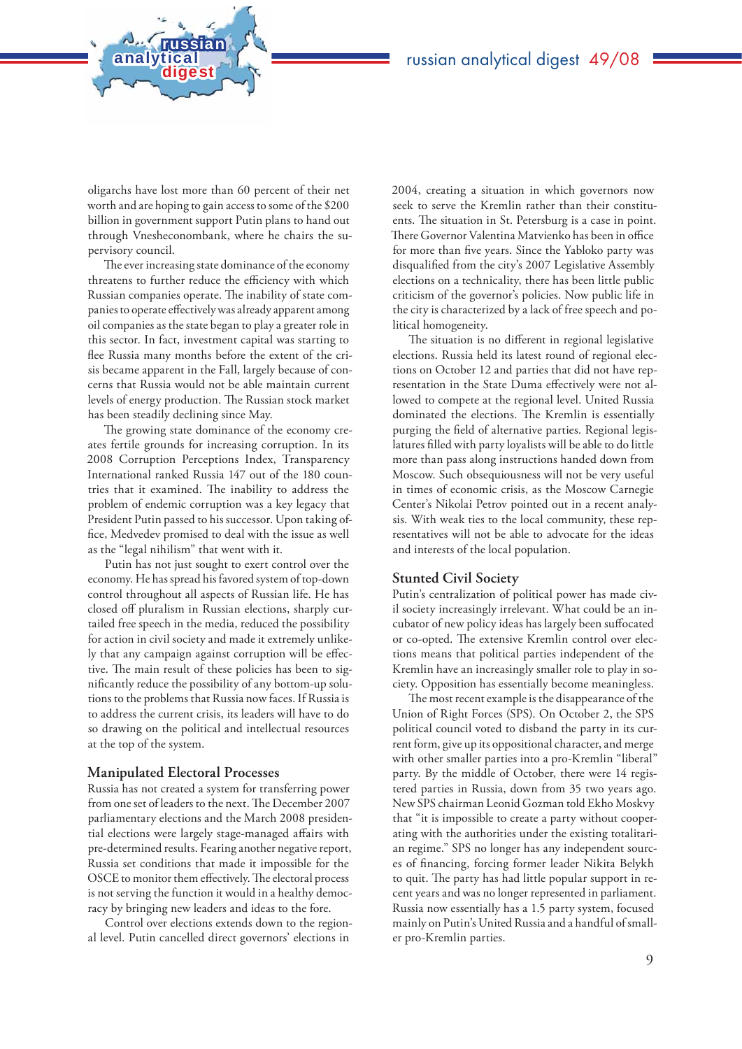oligarchs have lost more than 60 percent of their net worth and are hoping to gain access to some of the $200 billion in government support Putin plans to hand out through Vnesheconombank, where he chairs the supervisory council.

The ever increasing state dominance of the economy threatens to further reduce the efficiency with which Russian companies operate. The inability of state companies to operate effectively was already apparent among oil companies as the state began to play a greater role in this sector. In fact, investment capital was starting to flee Russia many months before the extent of the crisis became apparent in the Fall, largely because of concerns that Russia would not be able maintain current levels of energy production. The Russian stock market has been steadily declining since May.

The growing state dominance of the economy creates fertile grounds for increasing corruption. In its 2008 Corruption Perceptions Index, Transparency International ranked Russia 147 out of the 180 countries that it examined. The inability to address the problem of endemic corruption was a key legacy that President Putin passed to his successor. Upon taking office, Medvedev promised to deal with the issue as well as the "legal nihilism" that went with it.

Putin has not just sought to exert control over the economy. He has spread his favored system of top-down control throughout all aspects of Russian life. He has closed off pluralism in Russian elections, sharply curtailed free speech in the media, reduced the possibility for action in civil society and made it extremely unlikely that any campaign against corruption will be effective. The main result of these policies has been to significantly reduce the possibility of any bottom-up solutions to the problems that Russia now faces. If Russia is to address the current crisis, its leaders will have to do so drawing on the political and intellectual resources at the top of the system.

### Manipulated Electoral Processes

Russia has not created a system for transferring power from one set of leaders to the next. The December 2007 parliamentary elections and the March 2008 presidential elections were largely stage-managed affairs with pre-determined results. Fearing another negative report, Russia set conditions that made it impossible for the OSCE to monitor them effectively. The electoral process is not serving the function it would in a healthy democracy by bringing new leaders and ideas to the fore.

Control over elections extends down to the regional level. Putin cancelled direct governors' elections in 2004, creating a situation in which governors now seek to serve the Kremlin rather than their constituents. The situation in St. Petersburg is a case in point. There Governor Valentina Matvienko has been in office for more than five years. Since the Yabloko party was disqualified from the city's 2007 Legislative Assembly elections on a technicality, there has been little public criticism of the governor's policies. Now public life in the city is characterized by a lack of free speech and political homogeneity.

The situation is no different in regional legislative elections. Russia held its latest round of regional elections on October 12 and parties that did not have representation in the State Duma effectively were not allowed to compete at the regional level. United Russia dominated the elections. The Kremlin is essentially purging the field of alternative parties. Regional legislatures filled with party loyalists will be able to do little more than pass along instructions handed down from Moscow. Such obsequiousness will not be very useful in times of economic crisis, as the Moscow Carnegie Center's Nikolai Petrov pointed out in a recent analysis. With weak ties to the local community, these representatives will not be able to advocate for the ideas and interests of the local population.

### Stunted Civil Society

Putin's centralization of political power has made civil society increasingly irrelevant. What could be an incubator of new policy ideas has largely been suffocated or co-opted. The extensive Kremlin control over elections means that political parties independent of the Kremlin have an increasingly smaller role to play in society. Opposition has essentially become meaningless.

The most recent example is the disappearance of the Union of Right Forces (SPS). On October 2, the SPS political council voted to disband the party in its current form, give up its oppositional character, and merge with other smaller parties into a pro-Kremlin "liberal" party. By the middle of October, there were 14 registered parties in Russia, down from 35 two years ago. New SPS chairman Leonid Gozman told Ekho Moskvy that "it is impossible to create a party without cooperating with the authorities under the existing totalitarian regime." SPS no longer has any independent sources of financing, forcing former leader Nikita Belykh to quit. The party has had little popular support in recent years and was no longer represented in parliament. Russia now essentially has a 1.5 party system, focused mainly on Putin's United Russia and a handful of smaller pro-Kremlin parties.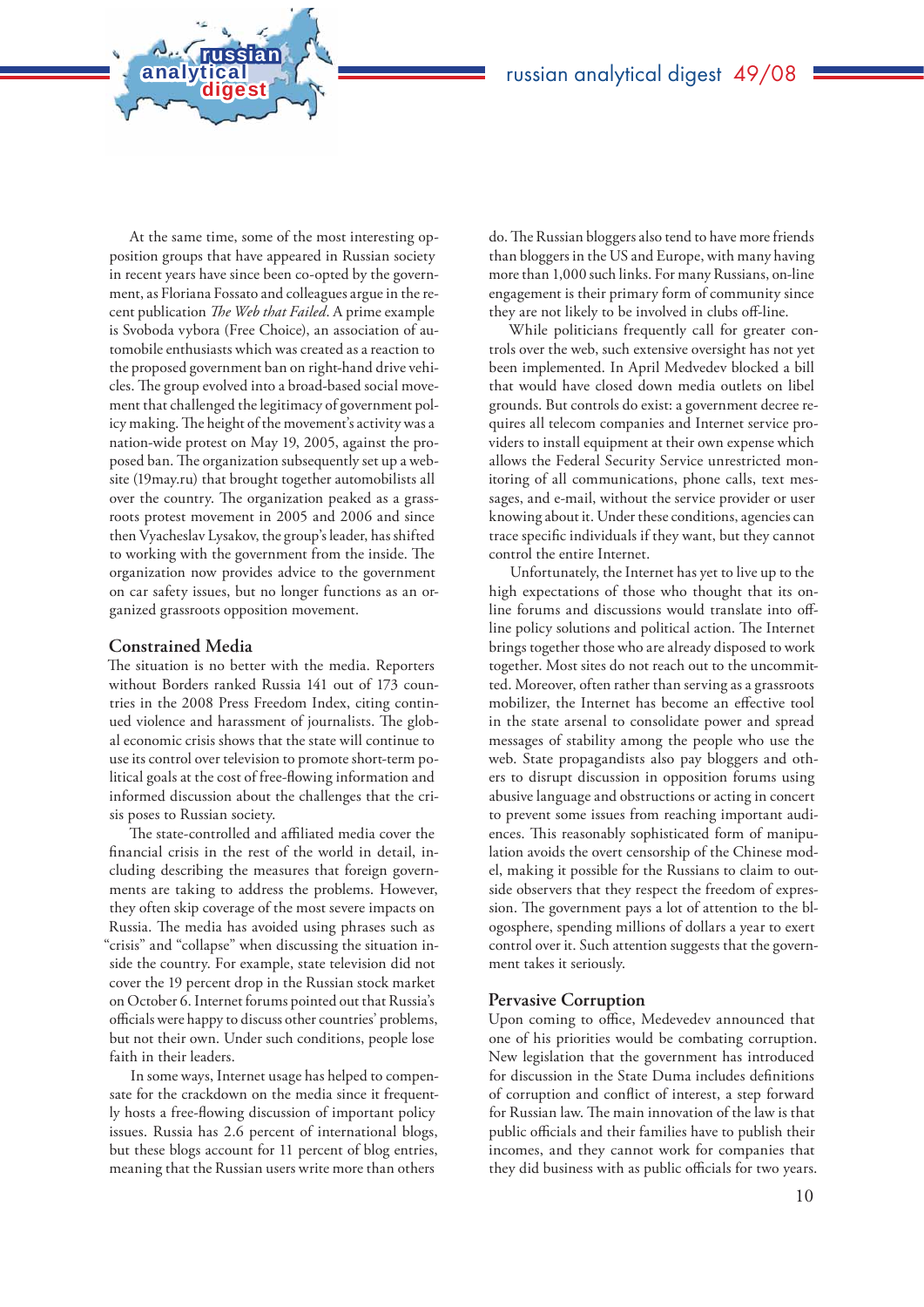At the same time, some of the most interesting opposition groups that have appeared in Russian society in recent years have since been co-opted by the government, as Floriana Fossato and colleagues argue in the recent publication *The Web that Failed*. A prime example is Svoboda vybora (Free Choice), an association of automobile enthusiasts which was created as a reaction to the proposed government ban on right-hand drive vehicles. The group evolved into a broad-based social movement that challenged the legitimacy of government policy making. The height of the movement's activity was a nation-wide protest on May 19, 2005, against the proposed ban. The organization subsequently set up a website (19may.ru) that brought together automobilists all over the country. The organization peaked as a grassroots protest movement in 2005 and 2006 and since then Vyacheslav Lysakov, the group's leader, has shifted to working with the government from the inside. The organization now provides advice to the government on car safety issues, but no longer functions as an organized grassroots opposition movement.

## Constrained Media

The situation is no better with the media. Reporters without Borders ranked Russia 141 out of 173 countries in the 2008 Press Freedom Index, citing continued violence and harassment of journalists. The global economic crisis shows that the state will continue to use its control over television to promote short-term political goals at the cost of free-flowing information and informed discussion about the challenges that the crisis poses to Russian society.

The state-controlled and affiliated media cover the financial crisis in the rest of the world in detail, including describing the measures that foreign governments are taking to address the problems. However, they often skip coverage of the most severe impacts on Russia. The media has avoided using phrases such as "crisis" and "collapse" when discussing the situation inside the country. For example, state television did not cover the 19 percent drop in the Russian stock market on October 6. Internet forums pointed out that Russia's officials were happy to discuss other countries' problems, but not their own. Under such conditions, people lose faith in their leaders.

In some ways, Internet usage has helped to compensate for the crackdown on the media since it frequently hosts a free-flowing discussion of important policy issues. Russia has 2.6 percent of international blogs, but these blogs account for 11 percent of blog entries, meaning that the Russian users write more than others do. The Russian bloggers also tend to have more friends than bloggers in the US and Europe, with many having more than 1,000 such links. For many Russians, on-line engagement is their primary form of community since they are not likely to be involved in clubs off-line.

While politicians frequently call for greater controls over the web, such extensive oversight has not yet been implemented. In April Medvedev blocked a bill that would have closed down media outlets on libel grounds. But controls do exist: a government decree requires all telecom companies and Internet service providers to install equipment at their own expense which allows the Federal Security Service unrestricted monitoring of all communications, phone calls, text messages, and e-mail, without the service provider or user knowing about it. Under these conditions, agencies can trace specific individuals if they want, but they cannot control the entire Internet.

Unfortunately, the Internet has yet to live up to the high expectations of those who thought that its online forums and discussions would translate into offline policy solutions and political action. The Internet brings together those who are already disposed to work together. Most sites do not reach out to the uncommitted. Moreover, often rather than serving as a grassroots mobilizer, the Internet has become an effective tool in the state arsenal to consolidate power and spread messages of stability among the people who use the web. State propagandists also pay bloggers and others to disrupt discussion in opposition forums using abusive language and obstructions or acting in concert to prevent some issues from reaching important audiences. This reasonably sophisticated form of manipulation avoids the overt censorship of the Chinese model, making it possible for the Russians to claim to outside observers that they respect the freedom of expression. The government pays a lot of attention to the blogosphere, spending millions of dollars a year to exert control over it. Such attention suggests that the government takes it seriously.

## Pervasive Corruption

Upon coming to office, Medevedev announced that one of his priorities would be combating corruption. New legislation that the government has introduced for discussion in the State Duma includes definitions of corruption and conflict of interest, a step forward for Russian law. The main innovation of the law is that public officials and their families have to publish their incomes, and they cannot work for companies that they did business with as public officials for two years.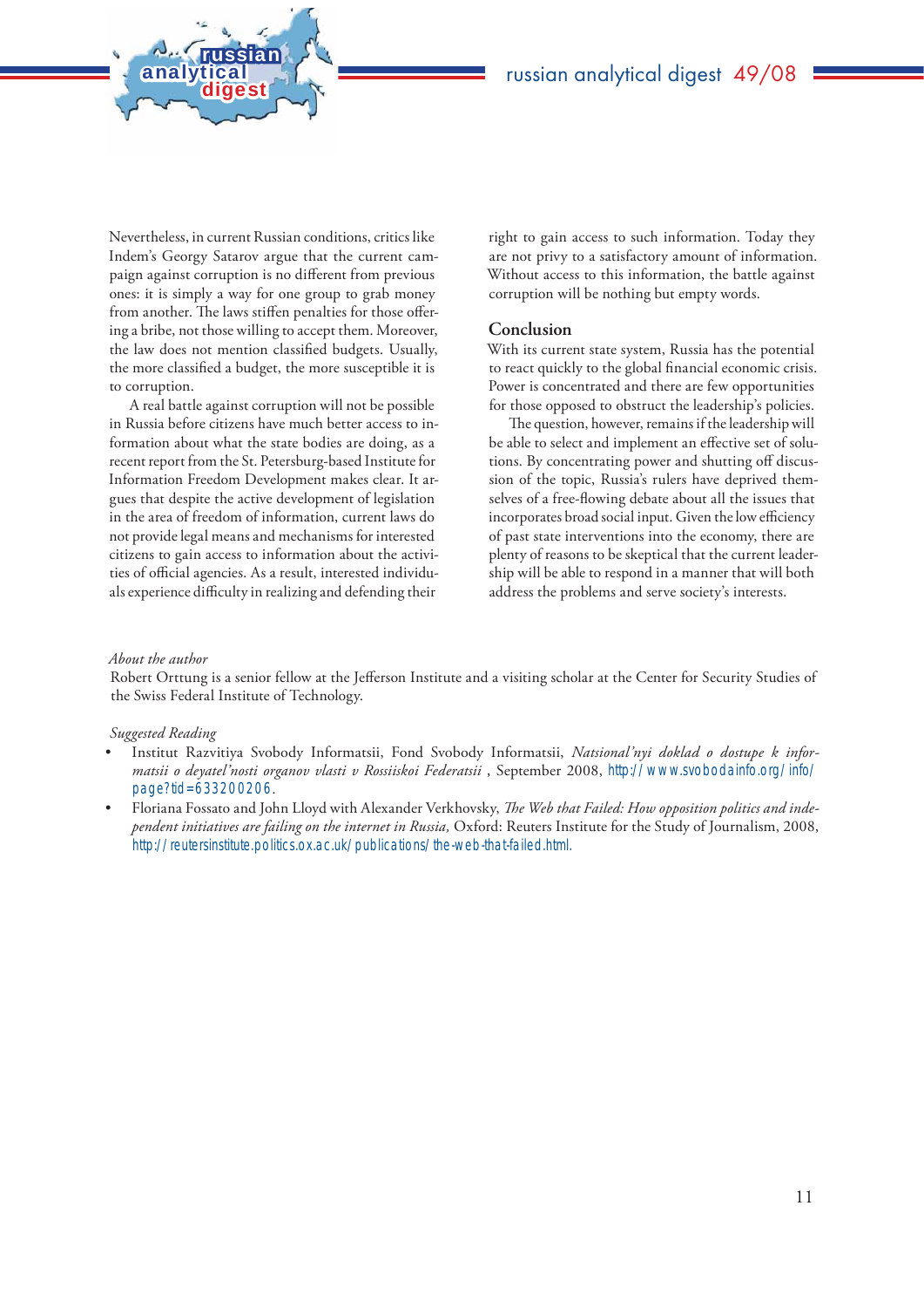Nevertheless, in current Russian conditions, critics like Indem's Georgy Satarov argue that the current campaign against corruption is no different from previous ones: it is simply a way for one group to grab money from another. The laws stiffen penalties for those offering a bribe, not those willing to accept them. Moreover, the law does not mention classified budgets. Usually, the more classified a budget, the more susceptible it is to corruption.

A real battle against corruption will not be possible in Russia before citizens have much better access to information about what the state bodies are doing, as a recent report from the St. Petersburg-based Institute for Information Freedom Development makes clear. It argues that despite the active development of legislation in the area of freedom of information, current laws do not provide legal means and mechanisms for interested citizens to gain access to information about the activities of official agencies. As a result, interested individuals experience difficulty in realizing and defending their right to gain access to such information. Today they are not privy to a satisfactory amount of information. Without access to this information, the battle against corruption will be nothing but empty words.

## Conclusion

With its current state system, Russia has the potential to react quickly to the global financial economic crisis. Power is concentrated and there are few opportunities for those opposed to obstruct the leadership's policies.

The question, however, remains if the leadership will be able to select and implement an effective set of solutions. By concentrating power and shutting off discussion of the topic, Russia's rulers have deprived themselves of a free-flowing debate about all the issues that incorporates broad social input. Given the low efficiency of past state interventions into the economy, there are plenty of reasons to be skeptical that the current leadership will be able to respond in a manner that will both address the problems and serve society's interests.

*About the author*

Robert Orttung is a senior fellow at the Jefferson Institute and a visiting scholar at the Center for Security Studies of the Swiss Federal Institute of Technology.

*Suggested Reading*

- Institut Razvitiya Svobody Informatsii, Fond Svobody Informatsii, *Natsional'nyi doklad o dostupe k informatsii o deyatel'nosti organov vlasti v Rossiiskoi Federatsii* , September 2008, http://www.svobodainfo.org/info/page?tid=633200206.
- Floriana Fossato and John Lloyd with Alexander Verkhovsky, *The Web that Failed: How opposition politics and independent initiatives are failing on the internet in Russia,* Oxford: Reuters Institute for the Study of Journalism, 2008, http://reutersinstitute.politics.ox.ac.uk/publications/the-web-that-failed.html.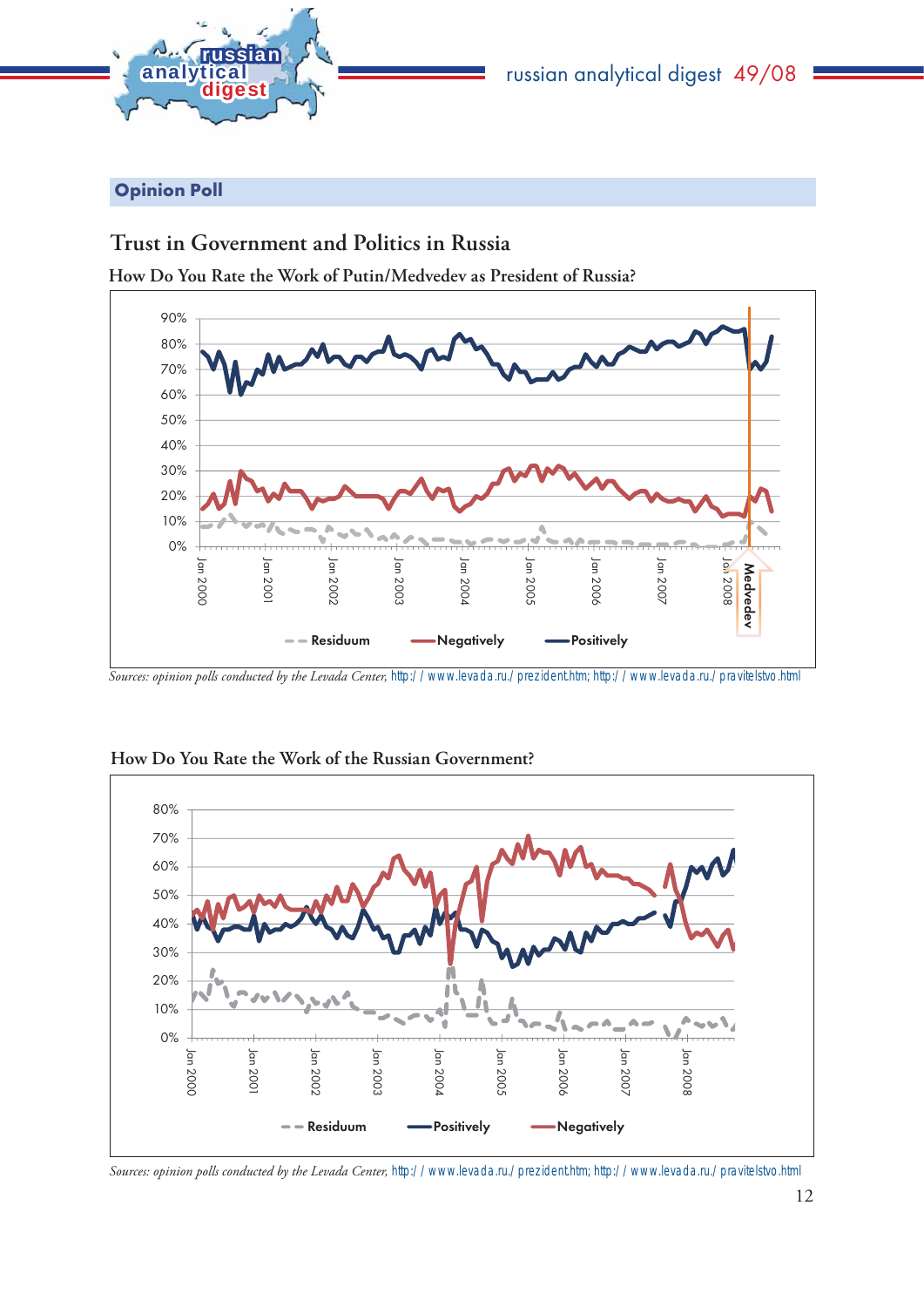## Opinion Poll

# Trust in Government and Politics in Russia

### How Do You Rate the Work of Putin/Medvedev as President of Russia?

*Sources: opinion polls conducted by the Levada Center,* http://www.levada.ru/prezident.htm; http://www.levada.ru/pravitelstvo.html

### How Do You Rate the Work of the Russian Government?

*Sources: opinion polls conducted by the Levada Center,* http://www.levada.ru/prezident.htm; http://www.levada.ru/pravitelstvo.html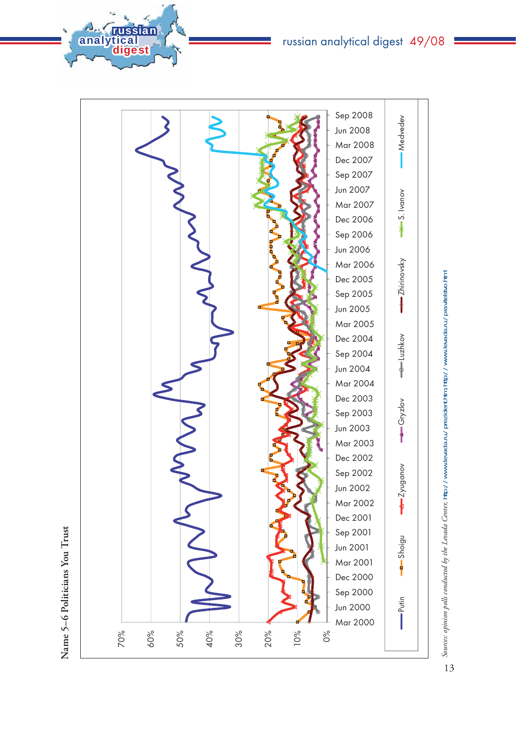Name 5–6 Politicians You Trust

*Sources: opinion polls conducted by the Levada Center, http://www.levada.ru/prezident.html http://www.levada.ru/pravitelstvo.html*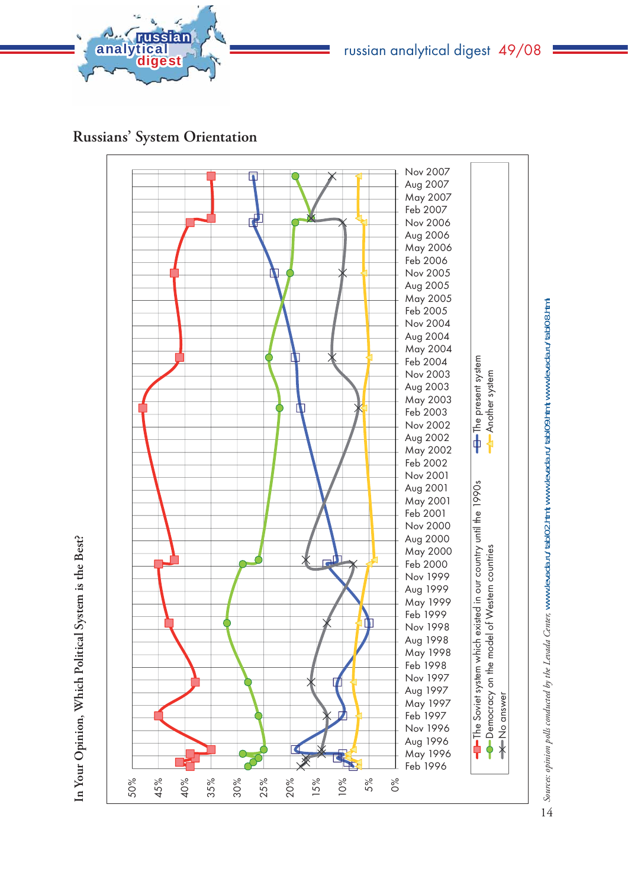## Russians' System Orientation

**In Your Opinion, Which Political System is the Best?**

Legend:
- The Soviet system which existed in our country until the 1990s
- Democracy on the model of Western countries
- No answer
- The present system
- Another system

*Sources: opinion polls conducted by the Levada Center,* www.levada.ru/tab102.html; www.levada.ru/tab103.html; www.levada.ru/tab108.html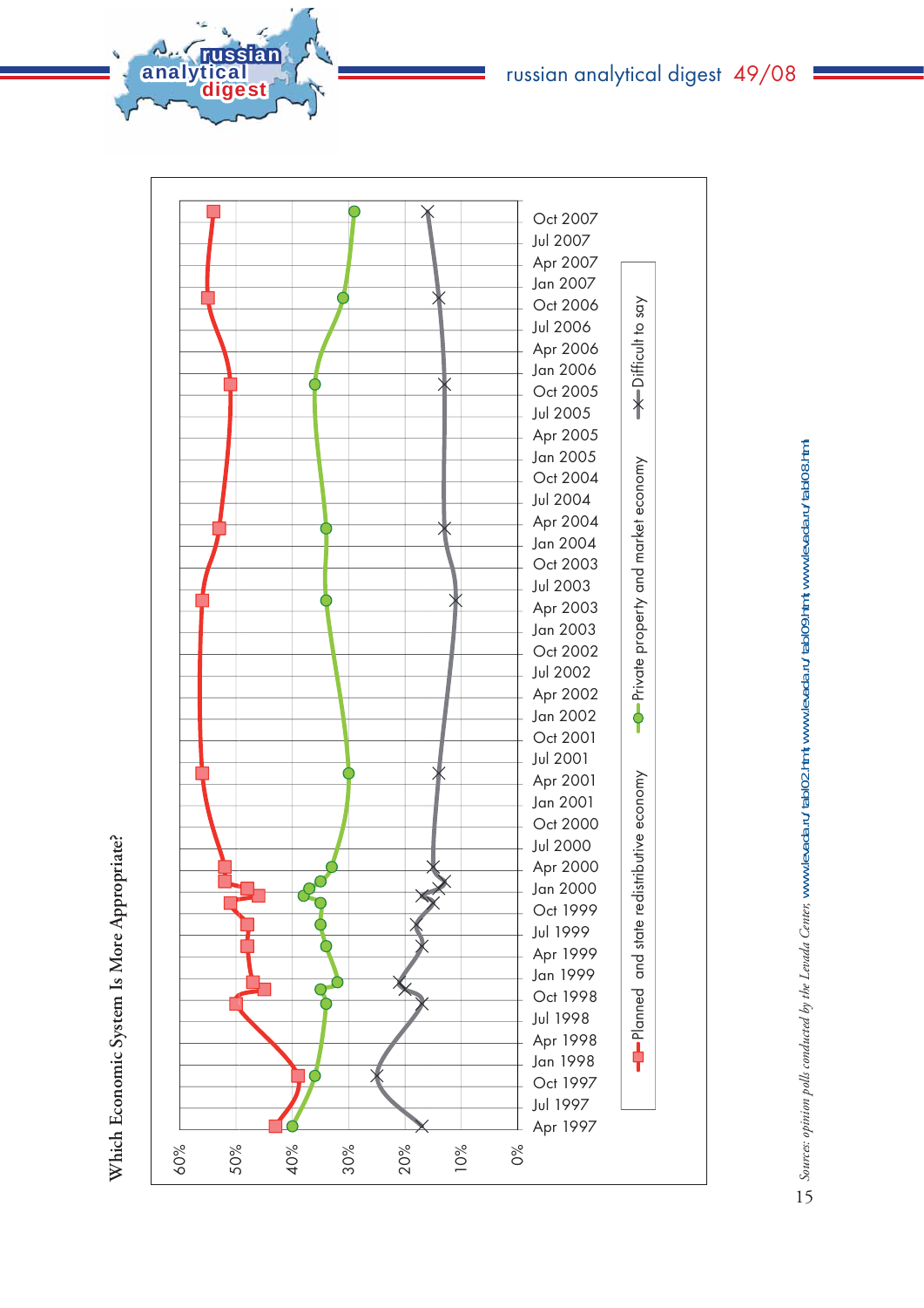## Which Economic System Is More Appropriate?

| | Planned and state redistributive economy | Private property and market economy | Difficult to say |
|---|---|---|---|
| Apr 1997 | 43% | 40% | 17% |
| Oct 1997 | 39% | 36% | 25% |
| Sep 1998 | 50% | 34% | 17% |
| Nov 1998 | 45% | 35% | 21% |
| Dec 1998 | 47% | 32% | 22% |
| Mar 1999 | 48% | 34% | 17% |
| Jun 1999 | 48% | 35% | 18% |
| Oct 1999 | 51% | 35% | 15% |
| Nov 1999 | 46% | 38% | 18% |
| Jan 2000 | 48% | 37% | 14% |
| Feb 2000 | 52% | 35% | 13% |
| Apr 2000 | 52% | 33% | 15% |
| Apr 2001 | 56% | 30% | 14% |
| Apr 2003 | 56% | 34% | 11% |
| Apr 2004 | 53% | 34% | 13% |
| Oct 2005 | 51% | 36% | 13% |
| Oct 2006 | 55% | 31% | 14% |
| Oct 2007 | 54% | 29% | 16% |

*Sources: opinion polls conducted by the Levada Center,* www.levada.ru/tab102.html; www.levada.ru/tab103.html; www.levada.ru/tab108.html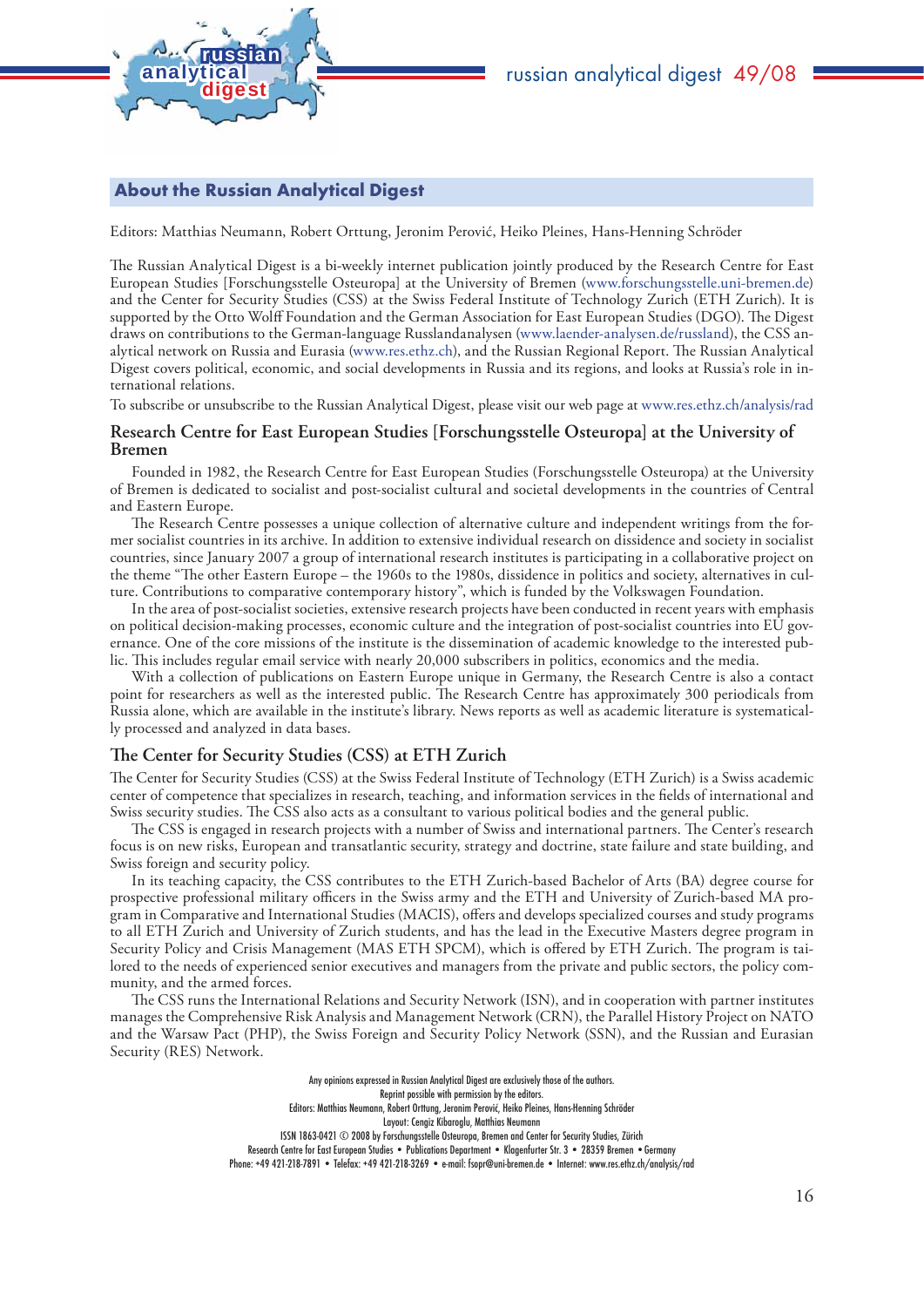## About the Russian Analytical Digest

Editors: Matthias Neumann, Robert Orttung, Jeronim Perović, Heiko Pleines, Hans-Henning Schröder

The Russian Analytical Digest is a bi-weekly internet publication jointly produced by the Research Centre for East European Studies [Forschungsstelle Osteuropa] at the University of Bremen (www.forschungsstelle.uni-bremen.de) and the Center for Security Studies (CSS) at the Swiss Federal Institute of Technology Zurich (ETH Zurich). It is supported by the Otto Wolff Foundation and the German Association for East European Studies (DGO). The Digest draws on contributions to the German-language Russlandanalysen (www.laender-analysen.de/russland), the CSS analytical network on Russia and Eurasia (www.res.ethz.ch), and the Russian Regional Report. The Russian Analytical Digest covers political, economic, and social developments in Russia and its regions, and looks at Russia's role in international relations.

To subscribe or unsubscribe to the Russian Analytical Digest, please visit our web page at www.res.ethz.ch/analysis/rad

### Research Centre for East European Studies [Forschungsstelle Osteuropa] at the University of Bremen

Founded in 1982, the Research Centre for East European Studies (Forschungsstelle Osteuropa) at the University of Bremen is dedicated to socialist and post-socialist cultural and societal developments in the countries of Central and Eastern Europe.

The Research Centre possesses a unique collection of alternative culture and independent writings from the former socialist countries in its archive. In addition to extensive individual research on dissidence and society in socialist countries, since January 2007 a group of international research institutes is participating in a collaborative project on the theme "The other Eastern Europe – the 1960s to the 1980s, dissidence in politics and society, alternatives in culture. Contributions to comparative contemporary history", which is funded by the Volkswagen Foundation.

In the area of post-socialist societies, extensive research projects have been conducted in recent years with emphasis on political decision-making processes, economic culture and the integration of post-socialist countries into EU governance. One of the core missions of the institute is the dissemination of academic knowledge to the interested public. This includes regular email service with nearly 20,000 subscribers in politics, economics and the media.

With a collection of publications on Eastern Europe unique in Germany, the Research Centre is also a contact point for researchers as well as the interested public. The Research Centre has approximately 300 periodicals from Russia alone, which are available in the institute's library. News reports as well as academic literature is systematically processed and analyzed in data bases.

### The Center for Security Studies (CSS) at ETH Zurich

The Center for Security Studies (CSS) at the Swiss Federal Institute of Technology (ETH Zurich) is a Swiss academic center of competence that specializes in research, teaching, and information services in the fields of international and Swiss security studies. The CSS also acts as a consultant to various political bodies and the general public.

The CSS is engaged in research projects with a number of Swiss and international partners. The Center's research focus is on new risks, European and transatlantic security, strategy and doctrine, state failure and state building, and Swiss foreign and security policy.

In its teaching capacity, the CSS contributes to the ETH Zurich-based Bachelor of Arts (BA) degree course for prospective professional military officers in the Swiss army and the ETH and University of Zurich-based MA program in Comparative and International Studies (MACIS), offers and develops specialized courses and study programs to all ETH Zurich and University of Zurich students, and has the lead in the Executive Masters degree program in Security Policy and Crisis Management (MAS ETH SPCM), which is offered by ETH Zurich. The program is tailored to the needs of experienced senior executives and managers from the private and public sectors, the policy community, and the armed forces.

The CSS runs the International Relations and Security Network (ISN), and in cooperation with partner institutes manages the Comprehensive Risk Analysis and Management Network (CRN), the Parallel History Project on NATO and the Warsaw Pact (PHP), the Swiss Foreign and Security Policy Network (SSN), and the Russian and Eurasian Security (RES) Network.

Any opinions expressed in Russian Analytical Digest are exclusively those of the authors.
Reprint possible with permission by the editors.
Editors: Matthias Neumann, Robert Orttung, Jeronim Perović, Heiko Pleines, Hans-Henning Schröder
Layout: Cengiz Kibaroglu, Matthias Neumann
ISSN 1863-0421 © 2008 by Forschungsstelle Osteuropa, Bremen and Center for Security Studies, Zürich
Research Centre for East European Studies • Publications Department • Klagenfurter Str. 3 • 28359 Bremen • Germany
Phone: +49 421-218-7891 • Telefax: +49 421-218-3269 • e-mail: fsopr@uni-bremen.de • Internet: www.res.ethz.ch/analysis/rad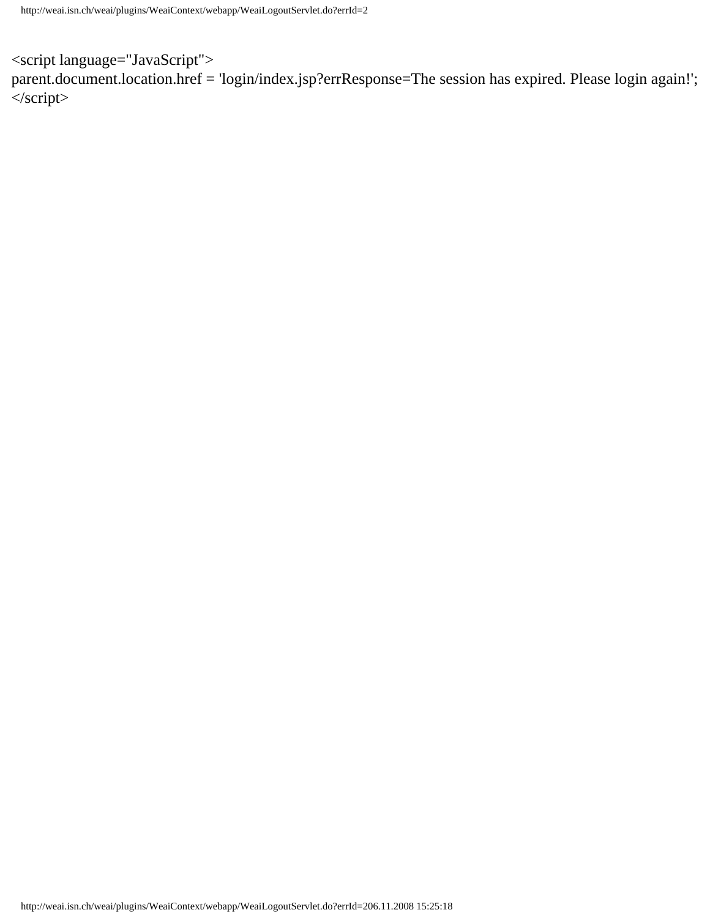```
<script language="JavaScript">
parent.document.location.href = 'login/index.jsp?errResponse=The session has expired. Please login again!';
</script>
```